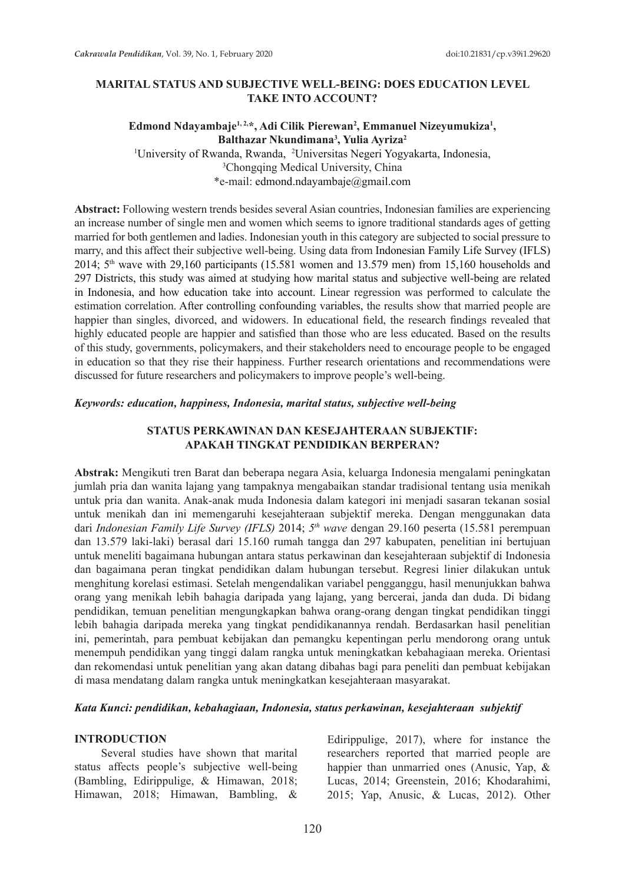# MARITAL STATUS AND SUBJECTIVE WELL-BEING: DOES EDUCATION LEVEL TAKE INTO ACCOUNT?

**Edmond Ndayambaje[1, 2,*], Adi Cilik Pierewan[2], Emmanuel Nizeyumukiza[1], Balthazar Nkundimana[3], Yulia Ayriza[2]**

[1]University of Rwanda, Rwanda, [2]Universitas Negeri Yogyakarta, Indonesia,
[3]Chongqing Medical University, China
*e-mail: edmond.ndayambaje@gmail.com

**Abstract:** Following western trends besides several Asian countries, Indonesian families are experiencing an increase number of single men and women which seems to ignore traditional standards ages of getting married for both gentlemen and ladies. Indonesian youth in this category are subjected to social pressure to marry, and this affect their subjective well-being. Using data from Indonesian Family Life Survey (IFLS) 2014; 5th wave with 29,160 participants (15.581 women and 13.579 men) from 15,160 households and 297 Districts, this study was aimed at studying how marital status and subjective well-being are related in Indonesia, and how education take into account. Linear regression was performed to calculate the estimation correlation. After controlling confounding variables, the results show that married people are happier than singles, divorced, and widowers. In educational field, the research findings revealed that highly educated people are happier and satisfied than those who are less educated. Based on the results of this study, governments, policymakers, and their stakeholders need to encourage people to be engaged in education so that they rise their happiness. Further research orientations and recommendations were discussed for future researchers and policymakers to improve people's well-being.

***Keywords: education, happiness, Indonesia, marital status, subjective well-being***

# STATUS PERKAWINAN DAN KESEJAHTERAAN SUBJEKTIF: APAKAH TINGKAT PENDIDIKAN BERPERAN?

**Abstrak:** Mengikuti tren Barat dan beberapa negara Asia, keluarga Indonesia mengalami peningkatan jumlah pria dan wanita lajang yang tampaknya mengabaikan standar tradisional tentang usia menikah untuk pria dan wanita. Anak-anak muda Indonesia dalam kategori ini menjadi sasaran tekanan sosial untuk menikah dan ini memengaruhi kesejahteraan subjektif mereka. Dengan menggunakan data dari *Indonesian Family Life Survey (IFLS)* 2014; *5th wave* dengan 29.160 peserta (15.581 perempuan dan 13.579 laki-laki) berasal dari 15.160 rumah tangga dan 297 kabupaten, penelitian ini bertujuan untuk meneliti bagaimana hubungan antara status perkawinan dan kesejahteraan subjektif di Indonesia dan bagaimana peran tingkat pendidikan dalam hubungan tersebut. Regresi linier dilakukan untuk menghitung korelasi estimasi. Setelah mengendalikan variabel pengganggu, hasil menunjukkan bahwa orang yang menikah lebih bahagia daripada yang lajang, yang bercerai, janda dan duda. Di bidang pendidikan, temuan penelitian mengungkapkan bahwa orang-orang dengan tingkat pendidikan tinggi lebih bahagia daripada mereka yang tingkat pendidikanannya rendah. Berdasarkan hasil penelitian ini, pemerintah, para pembuat kebijakan dan pemangku kepentingan perlu mendorong orang untuk menempuh pendidikan yang tinggi dalam rangka untuk meningkatkan kebahagiaan mereka. Orientasi dan rekomendasi untuk penelitian yang akan datang dibahas bagi para peneliti dan pembuat kebijakan di masa mendatang dalam rangka untuk meningkatkan kesejahteraan masyarakat.

***Kata Kunci: pendidikan, kebahagiaan, Indonesia, status perkawinan, kesejahteraan subjektif***

## INTRODUCTION

Several studies have shown that marital status affects people's subjective well-being (Bambling, Edirippulige, & Himawan, 2018; Himawan, 2018; Himawan, Bambling, & Edirippulige, 2017), where for instance the researchers reported that married people are happier than unmarried ones (Anusic, Yap, & Lucas, 2014; Greenstein, 2016; Khodarahimi, 2015; Yap, Anusic, & Lucas, 2012). Other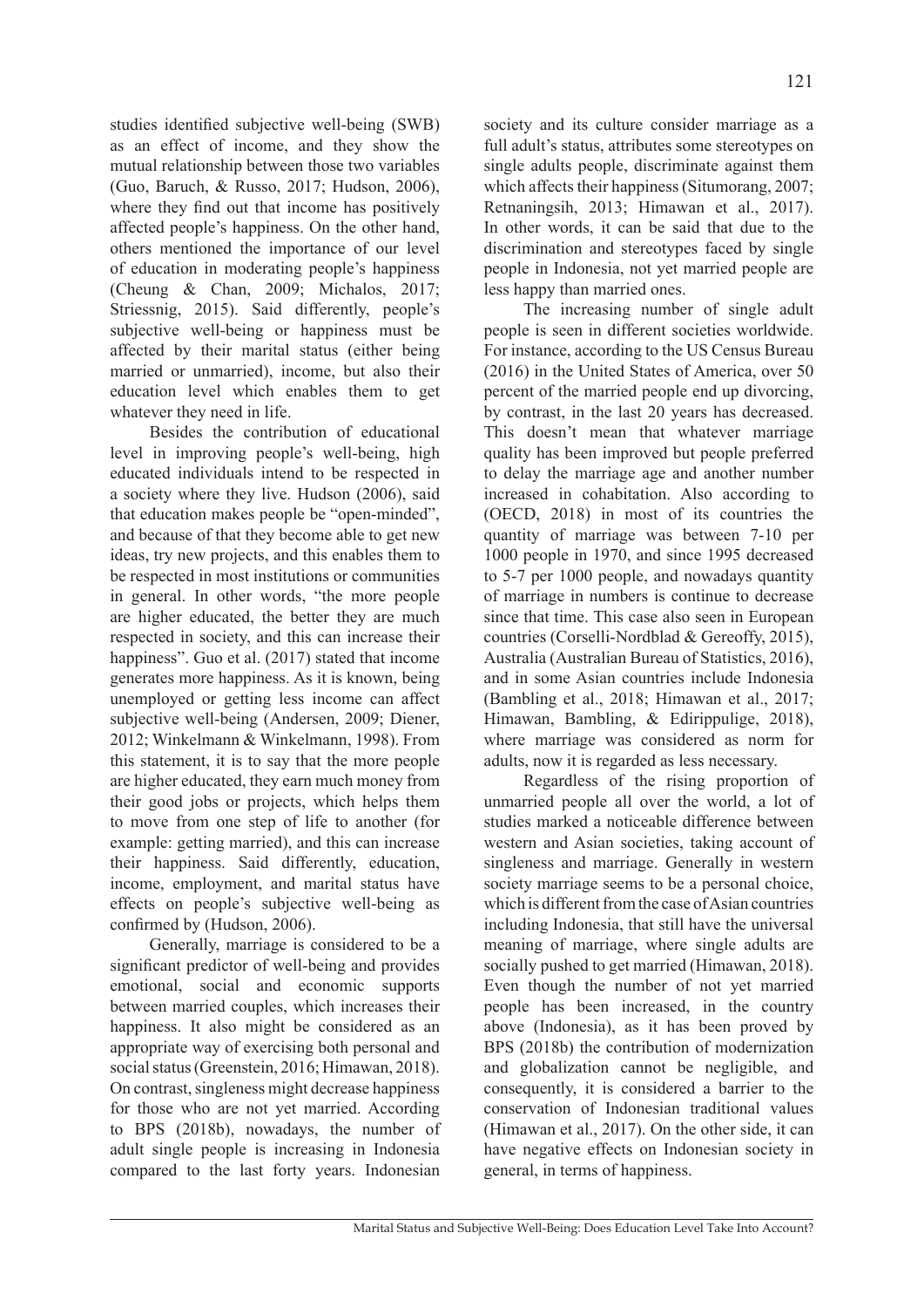studies identified subjective well-being (SWB) as an effect of income, and they show the mutual relationship between those two variables (Guo, Baruch, & Russo, 2017; Hudson, 2006), where they find out that income has positively affected people's happiness. On the other hand, others mentioned the importance of our level of education in moderating people's happiness (Cheung & Chan, 2009; Michalos, 2017; Striessnig, 2015). Said differently, people's subjective well-being or happiness must be affected by their marital status (either being married or unmarried), income, but also their education level which enables them to get whatever they need in life.

Besides the contribution of educational level in improving people's well-being, high educated individuals intend to be respected in a society where they live. Hudson (2006), said that education makes people be "open-minded", and because of that they become able to get new ideas, try new projects, and this enables them to be respected in most institutions or communities in general. In other words, "the more people are higher educated, the better they are much respected in society, and this can increase their happiness". Guo et al. (2017) stated that income generates more happiness. As it is known, being unemployed or getting less income can affect subjective well-being (Andersen, 2009; Diener, 2012; Winkelmann & Winkelmann, 1998). From this statement, it is to say that the more people are higher educated, they earn much money from their good jobs or projects, which helps them to move from one step of life to another (for example: getting married), and this can increase their happiness. Said differently, education, income, employment, and marital status have effects on people's subjective well-being as confirmed by (Hudson, 2006).

Generally, marriage is considered to be a significant predictor of well-being and provides emotional, social and economic supports between married couples, which increases their happiness. It also might be considered as an appropriate way of exercising both personal and social status (Greenstein, 2016; Himawan, 2018). On contrast, singleness might decrease happiness for those who are not yet married. According to BPS (2018b), nowadays, the number of adult single people is increasing in Indonesia compared to the last forty years. Indonesian society and its culture consider marriage as a full adult's status, attributes some stereotypes on single adults people, discriminate against them which affects their happiness (Situmorang, 2007; Retnaningsih, 2013; Himawan et al., 2017). In other words, it can be said that due to the discrimination and stereotypes faced by single people in Indonesia, not yet married people are less happy than married ones.

The increasing number of single adult people is seen in different societies worldwide. For instance, according to the US Census Bureau (2016) in the United States of America, over 50 percent of the married people end up divorcing, by contrast, in the last 20 years has decreased. This doesn't mean that whatever marriage quality has been improved but people preferred to delay the marriage age and another number increased in cohabitation. Also according to (OECD, 2018) in most of its countries the quantity of marriage was between 7-10 per 1000 people in 1970, and since 1995 decreased to 5-7 per 1000 people, and nowadays quantity of marriage in numbers is continue to decrease since that time. This case also seen in European countries (Corselli-Nordblad & Gereoffy, 2015), Australia (Australian Bureau of Statistics, 2016), and in some Asian countries include Indonesia (Bambling et al., 2018; Himawan et al., 2017; Himawan, Bambling, & Edirippulige, 2018), where marriage was considered as norm for adults, now it is regarded as less necessary.

Regardless of the rising proportion of unmarried people all over the world, a lot of studies marked a noticeable difference between western and Asian societies, taking account of singleness and marriage. Generally in western society marriage seems to be a personal choice, which is different from the case of Asian countries including Indonesia, that still have the universal meaning of marriage, where single adults are socially pushed to get married (Himawan, 2018). Even though the number of not yet married people has been increased, in the country above (Indonesia), as it has been proved by BPS (2018b) the contribution of modernization and globalization cannot be negligible, and consequently, it is considered a barrier to the conservation of Indonesian traditional values (Himawan et al., 2017). On the other side, it can have negative effects on Indonesian society in general, in terms of happiness.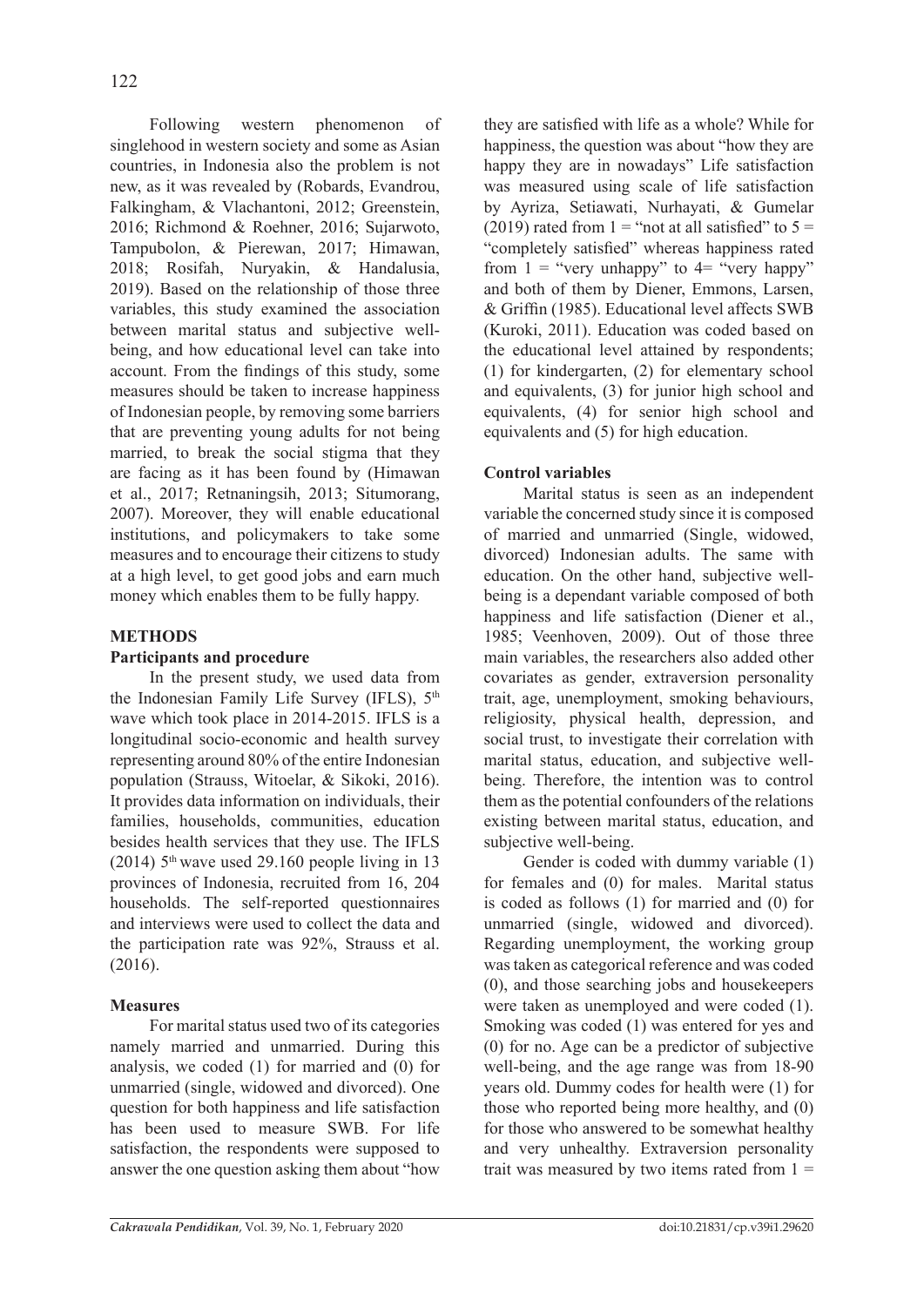Following western phenomenon of singlehood in western society and some as Asian countries, in Indonesia also the problem is not new, as it was revealed by (Robards, Evandrou, Falkingham, & Vlachantoni, 2012; Greenstein, 2016; Richmond & Roehner, 2016; Sujarwoto, Tampubolon, & Pierewan, 2017; Himawan, 2018; Rosifah, Nuryakin, & Handalusia, 2019). Based on the relationship of those three variables, this study examined the association between marital status and subjective well-being, and how educational level can take into account. From the findings of this study, some measures should be taken to increase happiness of Indonesian people, by removing some barriers that are preventing young adults for not being married, to break the social stigma that they are facing as it has been found by (Himawan et al., 2017; Retnaningsih, 2013; Situmorang, 2007). Moreover, they will enable educational institutions, and policymakers to take some measures and to encourage their citizens to study at a high level, to get good jobs and earn much money which enables them to be fully happy.

## METHODS

### Participants and procedure

In the present study, we used data from the Indonesian Family Life Survey (IFLS), 5th wave which took place in 2014-2015. IFLS is a longitudinal socio-economic and health survey representing around 80% of the entire Indonesian population (Strauss, Witoelar, & Sikoki, 2016). It provides data information on individuals, their families, households, communities, education besides health services that they use. The IFLS (2014) 5th wave used 29.160 people living in 13 provinces of Indonesia, recruited from 16, 204 households. The self-reported questionnaires and interviews were used to collect the data and the participation rate was 92%, Strauss et al. (2016).

### Measures

For marital status used two of its categories namely married and unmarried. During this analysis, we coded (1) for married and (0) for unmarried (single, widowed and divorced). One question for both happiness and life satisfaction has been used to measure SWB. For life satisfaction, the respondents were supposed to answer the one question asking them about "how they are satisfied with life as a whole? While for happiness, the question was about "how they are happy they are in nowadays" Life satisfaction was measured using scale of life satisfaction by Ayriza, Setiawati, Nurhayati, & Gumelar (2019) rated from 1 = "not at all satisfied" to 5 = "completely satisfied" whereas happiness rated from 1 = "very unhappy" to 4= "very happy" and both of them by Diener, Emmons, Larsen, & Griffin (1985). Educational level affects SWB (Kuroki, 2011). Education was coded based on the educational level attained by respondents; (1) for kindergarten, (2) for elementary school and equivalents, (3) for junior high school and equivalents, (4) for senior high school and equivalents and (5) for high education.

### Control variables

Marital status is seen as an independent variable the concerned study since it is composed of married and unmarried (Single, widowed, divorced) Indonesian adults. The same with education. On the other hand, subjective well-being is a dependant variable composed of both happiness and life satisfaction (Diener et al., 1985; Veenhoven, 2009). Out of those three main variables, the researchers also added other covariates as gender, extraversion personality trait, age, unemployment, smoking behaviours, religiosity, physical health, depression, and social trust, to investigate their correlation with marital status, education, and subjective well-being. Therefore, the intention was to control them as the potential confounders of the relations existing between marital status, education, and subjective well-being.

Gender is coded with dummy variable (1) for females and (0) for males. Marital status is coded as follows (1) for married and (0) for unmarried (single, widowed and divorced). Regarding unemployment, the working group was taken as categorical reference and was coded (0), and those searching jobs and housekeepers were taken as unemployed and were coded (1). Smoking was coded (1) was entered for yes and (0) for no. Age can be a predictor of subjective well-being, and the age range was from 18-90 years old. Dummy codes for health were (1) for those who reported being more healthy, and (0) for those who answered to be somewhat healthy and very unhealthy. Extraversion personality trait was measured by two items rated from 1 =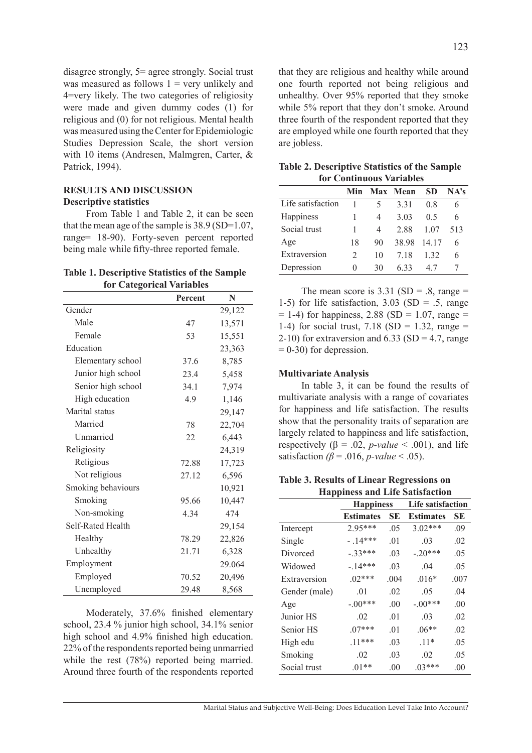disagree strongly, 5= agree strongly. Social trust was measured as follows 1 = very unlikely and 4=very likely. The two categories of religiosity were made and given dummy codes (1) for religious and (0) for not religious. Mental health was measured using the Center for Epidemiologic Studies Depression Scale, the short version with 10 items (Andresen, Malmgren, Carter, & Patrick, 1994).

## RESULTS AND DISCUSSION

### Descriptive statistics

From Table 1 and Table 2, it can be seen that the mean age of the sample is 38.9 (SD=1.07, range= 18-90). Forty-seven percent reported being male while fifty-three reported female.

**Table 1. Descriptive Statistics of the Sample for Categorical Variables**

| | Percent | N |
|---|---|---|
| Gender | | 29,122 |
| Male | 47 | 13,571 |
| Female | 53 | 15,551 |
| Education | | 23,363 |
| Elementary school | 37.6 | 8,785 |
| Junior high school | 23.4 | 5,458 |
| Senior high school | 34.1 | 7,974 |
| High education | 4.9 | 1,146 |
| Marital status | | 29,147 |
| Married | 78 | 22,704 |
| Unmarried | 22 | 6,443 |
| Religiosity | | 24,319 |
| Religious | 72.88 | 17,723 |
| Not religious | 27.12 | 6,596 |
| Smoking behaviours | | 10,921 |
| Smoking | 95.66 | 10,447 |
| Non-smoking | 4.34 | 474 |
| Self-Rated Health | | 29,154 |
| Healthy | 78.29 | 22,826 |
| Unhealthy | 21.71 | 6,328 |
| Employment | | 29.064 |
| Employed | 70.52 | 20,496 |
| Unemployed | 29.48 | 8,568 |

Moderately, 37.6% finished elementary school, 23.4 % junior high school, 34.1% senior high school and 4.9% finished high education. 22% of the respondents reported being unmarried while the rest (78%) reported being married. Around three fourth of the respondents reported that they are religious and healthy while around one fourth reported not being religious and unhealthy. Over 95% reported that they smoke while 5% report that they don't smoke. Around three fourth of the respondent reported that they are employed while one fourth reported that they are jobless.

**Table 2. Descriptive Statistics of the Sample for Continuous Variables**

| | Min | Max | Mean | SD | NA's |
|---|---|---|---|---|---|
| Life satisfaction | 1 | 5 | 3.31 | 0.8 | 6 |
| Happiness | 1 | 4 | 3.03 | 0.5 | 6 |
| Social trust | 1 | 4 | 2.88 | 1.07 | 513 |
| Age | 18 | 90 | 38.98 | 14.17 | 6 |
| Extraversion | 2 | 10 | 7.18 | 1.32 | 6 |
| Depression | 0 | 30 | 6.33 | 4.7 | 7 |

The mean score is 3.31 (SD = .8, range = 1-5) for life satisfaction, 3.03 (SD = .5, range = 1-4) for happiness, 2.88 (SD = 1.07, range = 1-4) for social trust, 7.18 (SD = 1.32, range = 2-10) for extraversion and 6.33 (SD = 4.7, range = 0-30) for depression.

### Multivariate Analysis

In table 3, it can be found the results of multivariate analysis with a range of covariates for happiness and life satisfaction. The results show that the personality traits of separation are largely related to happiness and life satisfaction, respectively ($\beta$ = .02, *p-value* < .001), and life satisfaction *($\beta$* = .016, *p-value* < .05).

**Table 3. Results of Linear Regressions on Happiness and Life Satisfaction**

| | Happiness | | Life satisfaction | |
|---|---|---|---|---|
| | **Estimates** | **SE** | **Estimates** | **SE** |
| Intercept | 2.95*** | .05 | 3.02*** | .09 |
| Single | - .14*** | .01 | .03 | .02 |
| Divorced | -.33*** | .03 | -.20*** | .05 |
| Widowed | -.14*** | .03 | .04 | .05 |
| Extraversion | .02*** | .004 | .016* | .007 |
| Gender (male) | .01 | .02 | .05 | .04 |
| Age | -.00*** | .00 | -.00*** | .00 |
| Junior HS | .02 | .01 | .03 | .02 |
| Senior HS | .07*** | .01 | .06** | .02 |
| High edu | .11*** | .03 | .11* | .05 |
| Smoking | .02 | .03 | .02 | .05 |
| Social trust | .01** | .00 | .03*** | .00 |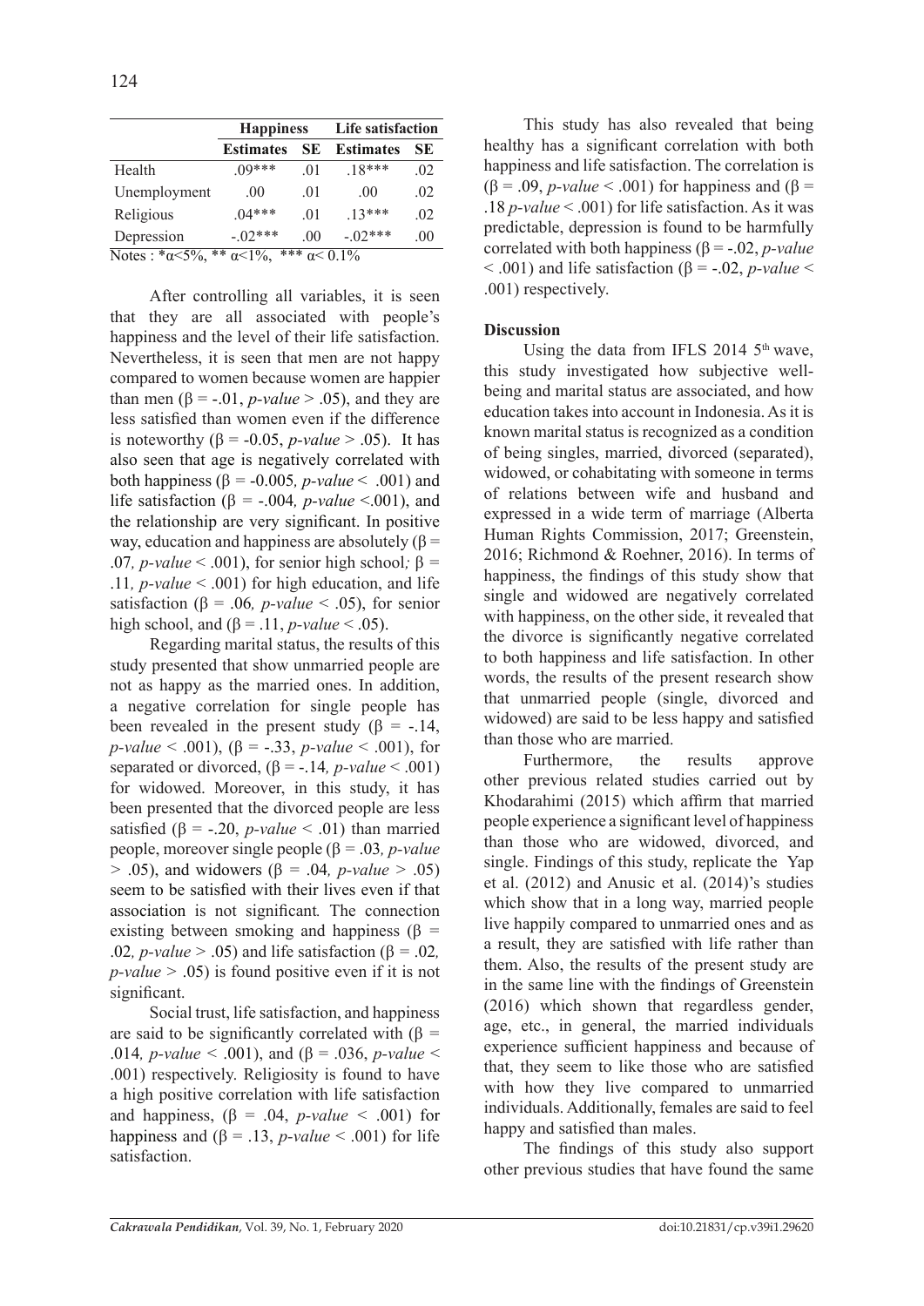| | Happiness | | Life satisfaction | |
|---|---|---|---|---|
| | Estimates | SE | Estimates | SE |
| Health | .09*** | .01 | .18*** | .02 |
| Unemployment | .00 | .01 | .00 | .02 |
| Religious | .04*** | .01 | .13*** | .02 |
| Depression | -.02*** | .00 | -.02*** | .00 |

Notes : *α<5%, ** α<1%, *** α< 0.1%

After controlling all variables, it is seen that they are all associated with people's happiness and the level of their life satisfaction. Nevertheless, it is seen that men are not happy compared to women because women are happier than men (β = -.01, *p-value* > .05), and they are less satisfied than women even if the difference is noteworthy (β = -0.05, *p-value* > .05). It has also seen that age is negatively correlated with both happiness (β = -0.005*, p-value* < .001) and life satisfaction (β = -.004*, p-value* <.001), and the relationship are very significant. In positive way, education and happiness are absolutely (β = .07*, p-value* < .001), for senior high school*;* β = .11*, p-value* < .001) for high education, and life satisfaction (β = .06*, p-value* < .05), for senior high school, and (β = .11, *p-value* < .05).

Regarding marital status, the results of this study presented that show unmarried people are not as happy as the married ones. In addition, a negative correlation for single people has been revealed in the present study (β = -.14, *p-value* < .001), (β = -.33, *p-value* < .001), for separated or divorced, (β = -.14*, p-value* < .001) for widowed. Moreover, in this study, it has been presented that the divorced people are less satisfied (β = -.20, *p-value* < .01) than married people, moreover single people (β = .03*, p-value* > .05), and widowers (β = .04*, p-value* > .05) seem to be satisfied with their lives even if that association is not significant*.* The connection existing between smoking and happiness (β = .02*, p-value* > .05) and life satisfaction (β = .02*, p-value* > .05) is found positive even if it is not significant.

Social trust, life satisfaction, and happiness are said to be significantly correlated with (β = .014*, p-value* < .001), and (β = .036, *p-value* < .001) respectively. Religiosity is found to have a high positive correlation with life satisfaction and happiness, (β = .04, *p-value* < .001) for happiness and (β = .13, *p-value* < .001) for life satisfaction.

This study has also revealed that being healthy has a significant correlation with both happiness and life satisfaction. The correlation is (β = .09, *p-value* < .001) for happiness and (β = .18 *p-value* < .001) for life satisfaction. As it was predictable, depression is found to be harmfully correlated with both happiness (β = -.02, *p-value* < .001) and life satisfaction (β = -.02, *p-value* < .001) respectively.

**Discussion**

Using the data from IFLS 2014 5th wave, this study investigated how subjective well-being and marital status are associated, and how education takes into account in Indonesia. As it is known marital status is recognized as a condition of being singles, married, divorced (separated), widowed, or cohabitating with someone in terms of relations between wife and husband and expressed in a wide term of marriage (Alberta Human Rights Commission, 2017; Greenstein, 2016; Richmond & Roehner, 2016). In terms of happiness, the findings of this study show that single and widowed are negatively correlated with happiness, on the other side, it revealed that the divorce is significantly negative correlated to both happiness and life satisfaction. In other words, the results of the present research show that unmarried people (single, divorced and widowed) are said to be less happy and satisfied than those who are married.

Furthermore, the results approve other previous related studies carried out by Khodarahimi (2015) which affirm that married people experience a significant level of happiness than those who are widowed, divorced, and single. Findings of this study, replicate the Yap et al. (2012) and Anusic et al. (2014)'s studies which show that in a long way, married people live happily compared to unmarried ones and as a result, they are satisfied with life rather than them. Also, the results of the present study are in the same line with the findings of Greenstein (2016) which shown that regardless gender, age, etc., in general, the married individuals experience sufficient happiness and because of that, they seem to like those who are satisfied with how they live compared to unmarried individuals. Additionally, females are said to feel happy and satisfied than males.

The findings of this study also support other previous studies that have found the same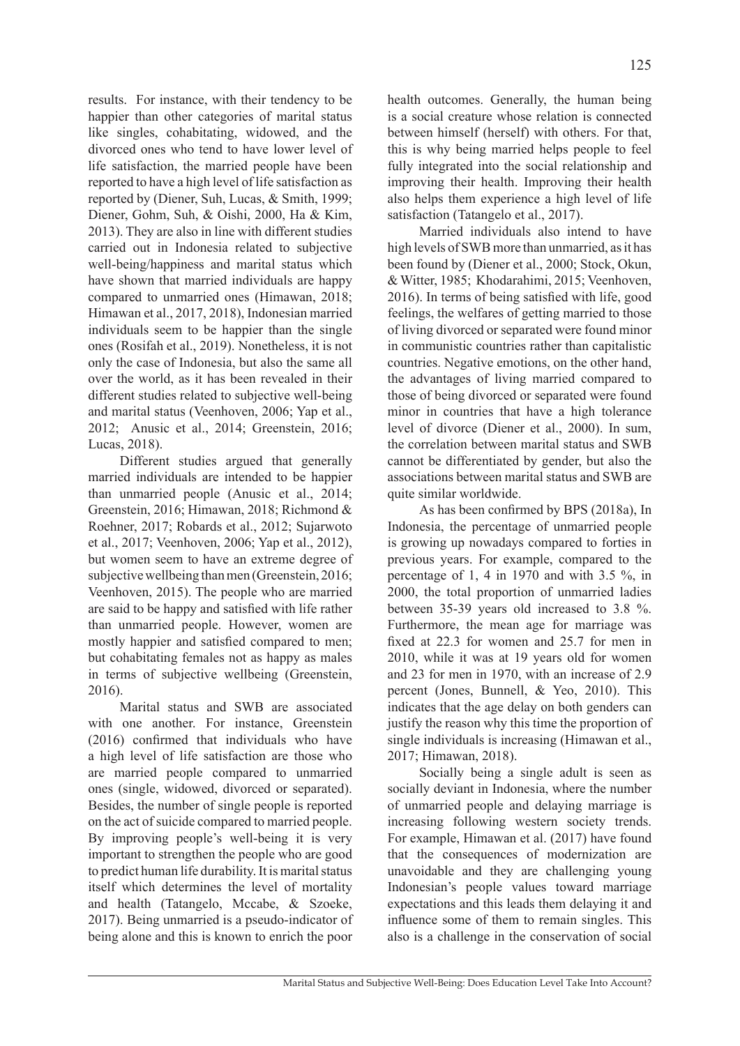results. For instance, with their tendency to be happier than other categories of marital status like singles, cohabitating, widowed, and the divorced ones who tend to have lower level of life satisfaction, the married people have been reported to have a high level of life satisfaction as reported by (Diener, Suh, Lucas, & Smith, 1999; Diener, Gohm, Suh, & Oishi, 2000, Ha & Kim, 2013). They are also in line with different studies carried out in Indonesia related to subjective well-being/happiness and marital status which have shown that married individuals are happy compared to unmarried ones (Himawan, 2018; Himawan et al., 2017, 2018), Indonesian married individuals seem to be happier than the single ones (Rosifah et al., 2019). Nonetheless, it is not only the case of Indonesia, but also the same all over the world, as it has been revealed in their different studies related to subjective well-being and marital status (Veenhoven, 2006; Yap et al., 2012; Anusic et al., 2014; Greenstein, 2016; Lucas, 2018).

Different studies argued that generally married individuals are intended to be happier than unmarried people (Anusic et al., 2014; Greenstein, 2016; Himawan, 2018; Richmond & Roehner, 2017; Robards et al., 2012; Sujarwoto et al., 2017; Veenhoven, 2006; Yap et al., 2012), but women seem to have an extreme degree of subjective wellbeing than men (Greenstein, 2016; Veenhoven, 2015). The people who are married are said to be happy and satisfied with life rather than unmarried people. However, women are mostly happier and satisfied compared to men; but cohabitating females not as happy as males in terms of subjective wellbeing (Greenstein, 2016).

Marital status and SWB are associated with one another. For instance, Greenstein (2016) confirmed that individuals who have a high level of life satisfaction are those who are married people compared to unmarried ones (single, widowed, divorced or separated). Besides, the number of single people is reported on the act of suicide compared to married people. By improving people's well-being it is very important to strengthen the people who are good to predict human life durability. It is marital status itself which determines the level of mortality and health (Tatangelo, Mccabe, & Szoeke, 2017). Being unmarried is a pseudo-indicator of being alone and this is known to enrich the poor health outcomes. Generally, the human being is a social creature whose relation is connected between himself (herself) with others. For that, this is why being married helps people to feel fully integrated into the social relationship and improving their health. Improving their health also helps them experience a high level of life satisfaction (Tatangelo et al., 2017).

Married individuals also intend to have high levels of SWB more than unmarried, as it has been found by (Diener et al., 2000; Stock, Okun, & Witter, 1985; Khodarahimi, 2015; Veenhoven, 2016). In terms of being satisfied with life, good feelings, the welfares of getting married to those of living divorced or separated were found minor in communistic countries rather than capitalistic countries. Negative emotions, on the other hand, the advantages of living married compared to those of being divorced or separated were found minor in countries that have a high tolerance level of divorce (Diener et al., 2000). In sum, the correlation between marital status and SWB cannot be differentiated by gender, but also the associations between marital status and SWB are quite similar worldwide.

As has been confirmed by BPS (2018a), In Indonesia, the percentage of unmarried people is growing up nowadays compared to forties in previous years. For example, compared to the percentage of 1, 4 in 1970 and with 3.5 %, in 2000, the total proportion of unmarried ladies between 35-39 years old increased to 3.8 %. Furthermore, the mean age for marriage was fixed at 22.3 for women and 25.7 for men in 2010, while it was at 19 years old for women and 23 for men in 1970, with an increase of 2.9 percent (Jones, Bunnell, & Yeo, 2010). This indicates that the age delay on both genders can justify the reason why this time the proportion of single individuals is increasing (Himawan et al., 2017; Himawan, 2018).

Socially being a single adult is seen as socially deviant in Indonesia, where the number of unmarried people and delaying marriage is increasing following western society trends. For example, Himawan et al. (2017) have found that the consequences of modernization are unavoidable and they are challenging young Indonesian's people values toward marriage expectations and this leads them delaying it and influence some of them to remain singles. This also is a challenge in the conservation of social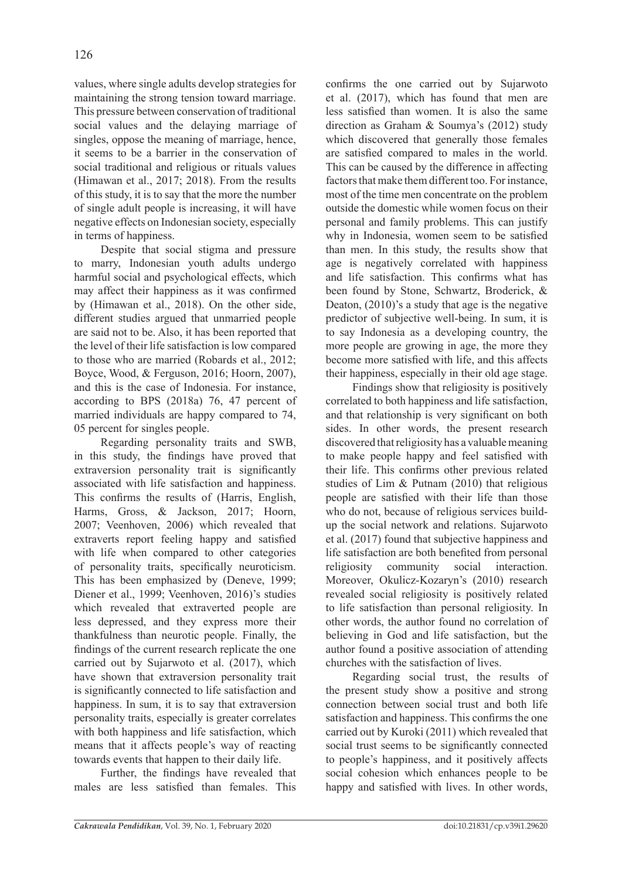values, where single adults develop strategies for maintaining the strong tension toward marriage. This pressure between conservation of traditional social values and the delaying marriage of singles, oppose the meaning of marriage, hence, it seems to be a barrier in the conservation of social traditional and religious or rituals values (Himawan et al., 2017; 2018). From the results of this study, it is to say that the more the number of single adult people is increasing, it will have negative effects on Indonesian society, especially in terms of happiness.

Despite that social stigma and pressure to marry, Indonesian youth adults undergo harmful social and psychological effects, which may affect their happiness as it was confirmed by (Himawan et al., 2018). On the other side, different studies argued that unmarried people are said not to be. Also, it has been reported that the level of their life satisfaction is low compared to those who are married (Robards et al., 2012; Boyce, Wood, & Ferguson, 2016; Hoorn, 2007), and this is the case of Indonesia. For instance, according to BPS (2018a) 76, 47 percent of married individuals are happy compared to 74, 05 percent for singles people.

Regarding personality traits and SWB, in this study, the findings have proved that extraversion personality trait is significantly associated with life satisfaction and happiness. This confirms the results of (Harris, English, Harms, Gross, & Jackson, 2017; Hoorn, 2007; Veenhoven, 2006) which revealed that extraverts report feeling happy and satisfied with life when compared to other categories of personality traits, specifically neuroticism. This has been emphasized by (Deneve, 1999; Diener et al., 1999; Veenhoven, 2016)'s studies which revealed that extraverted people are less depressed, and they express more their thankfulness than neurotic people. Finally, the findings of the current research replicate the one carried out by Sujarwoto et al. (2017), which have shown that extraversion personality trait is significantly connected to life satisfaction and happiness. In sum, it is to say that extraversion personality traits, especially is greater correlates with both happiness and life satisfaction, which means that it affects people's way of reacting towards events that happen to their daily life.

Further, the findings have revealed that males are less satisfied than females. This confirms the one carried out by Sujarwoto et al. (2017), which has found that men are less satisfied than women. It is also the same direction as Graham & Soumya's (2012) study which discovered that generally those females are satisfied compared to males in the world. This can be caused by the difference in affecting factors that make them different too. For instance, most of the time men concentrate on the problem outside the domestic while women focus on their personal and family problems. This can justify why in Indonesia, women seem to be satisfied than men. In this study, the results show that age is negatively correlated with happiness and life satisfaction. This confirms what has been found by Stone, Schwartz, Broderick, & Deaton, (2010)'s a study that age is the negative predictor of subjective well-being. In sum, it is to say Indonesia as a developing country, the more people are growing in age, the more they become more satisfied with life, and this affects their happiness, especially in their old age stage.

Findings show that religiosity is positively correlated to both happiness and life satisfaction, and that relationship is very significant on both sides. In other words, the present research discovered that religiosity has a valuable meaning to make people happy and feel satisfied with their life. This confirms other previous related studies of Lim & Putnam (2010) that religious people are satisfied with their life than those who do not, because of religious services build-up the social network and relations. Sujarwoto et al. (2017) found that subjective happiness and life satisfaction are both benefited from personal religiosity community social interaction. Moreover, Okulicz-Kozaryn's (2010) research revealed social religiosity is positively related to life satisfaction than personal religiosity. In other words, the author found no correlation of believing in God and life satisfaction, but the author found a positive association of attending churches with the satisfaction of lives.

Regarding social trust, the results of the present study show a positive and strong connection between social trust and both life satisfaction and happiness. This confirms the one carried out by Kuroki (2011) which revealed that social trust seems to be significantly connected to people's happiness, and it positively affects social cohesion which enhances people to be happy and satisfied with lives. In other words,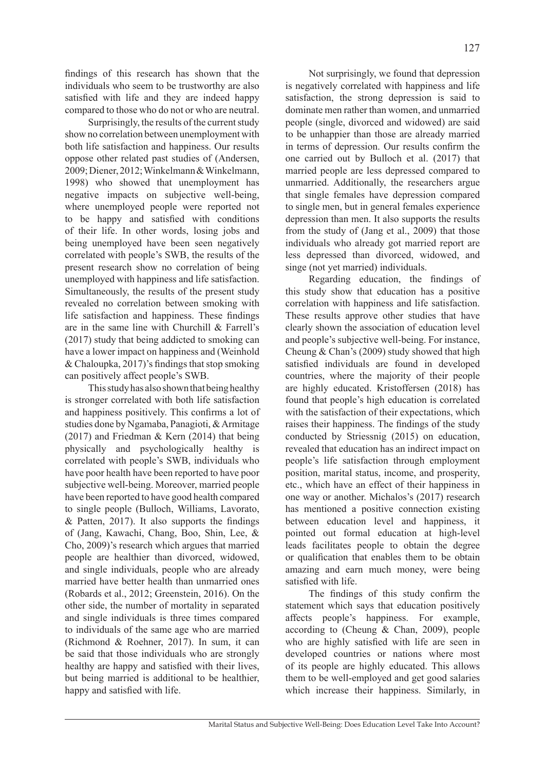findings of this research has shown that the individuals who seem to be trustworthy are also satisfied with life and they are indeed happy compared to those who do not or who are neutral.

Surprisingly, the results of the current study show no correlation between unemployment with both life satisfaction and happiness. Our results oppose other related past studies of (Andersen, 2009; Diener, 2012; Winkelmann & Winkelmann, 1998) who showed that unemployment has negative impacts on subjective well-being, where unemployed people were reported not to be happy and satisfied with conditions of their life. In other words, losing jobs and being unemployed have been seen negatively correlated with people's SWB, the results of the present research show no correlation of being unemployed with happiness and life satisfaction. Simultaneously, the results of the present study revealed no correlation between smoking with life satisfaction and happiness. These findings are in the same line with Churchill & Farrell's (2017) study that being addicted to smoking can have a lower impact on happiness and (Weinhold & Chaloupka, 2017)'s findings that stop smoking can positively affect people's SWB.

This study has also shown that being healthy is stronger correlated with both life satisfaction and happiness positively. This confirms a lot of studies done by Ngamaba, Panagioti, & Armitage (2017) and Friedman & Kern (2014) that being physically and psychologically healthy is correlated with people's SWB, individuals who have poor health have been reported to have poor subjective well-being. Moreover, married people have been reported to have good health compared to single people (Bulloch, Williams, Lavorato, & Patten, 2017). It also supports the findings of (Jang, Kawachi, Chang, Boo, Shin, Lee, & Cho, 2009)'s research which argues that married people are healthier than divorced, widowed, and single individuals, people who are already married have better health than unmarried ones (Robards et al., 2012; Greenstein, 2016). On the other side, the number of mortality in separated and single individuals is three times compared to individuals of the same age who are married (Richmond & Roehner, 2017). In sum, it can be said that those individuals who are strongly healthy are happy and satisfied with their lives, but being married is additional to be healthier, happy and satisfied with life.

Not surprisingly, we found that depression is negatively correlated with happiness and life satisfaction, the strong depression is said to dominate men rather than women, and unmarried people (single, divorced and widowed) are said to be unhappier than those are already married in terms of depression. Our results confirm the one carried out by Bulloch et al. (2017) that married people are less depressed compared to unmarried. Additionally, the researchers argue that single females have depression compared to single men, but in general females experience depression than men. It also supports the results from the study of (Jang et al., 2009) that those individuals who already got married report are less depressed than divorced, widowed, and singe (not yet married) individuals.

Regarding education, the findings of this study show that education has a positive correlation with happiness and life satisfaction. These results approve other studies that have clearly shown the association of education level and people's subjective well-being. For instance, Cheung & Chan's (2009) study showed that high satisfied individuals are found in developed countries, where the majority of their people are highly educated. Kristoffersen (2018) has found that people's high education is correlated with the satisfaction of their expectations, which raises their happiness. The findings of the study conducted by Striessnig (2015) on education, revealed that education has an indirect impact on people's life satisfaction through employment position, marital status, income, and prosperity, etc., which have an effect of their happiness in one way or another. Michalos's (2017) research has mentioned a positive connection existing between education level and happiness, it pointed out formal education at high-level leads facilitates people to obtain the degree or qualification that enables them to be obtain amazing and earn much money, were being satisfied with life.

The findings of this study confirm the statement which says that education positively affects people's happiness. For example, according to (Cheung & Chan, 2009), people who are highly satisfied with life are seen in developed countries or nations where most of its people are highly educated. This allows them to be well-employed and get good salaries which increase their happiness. Similarly, in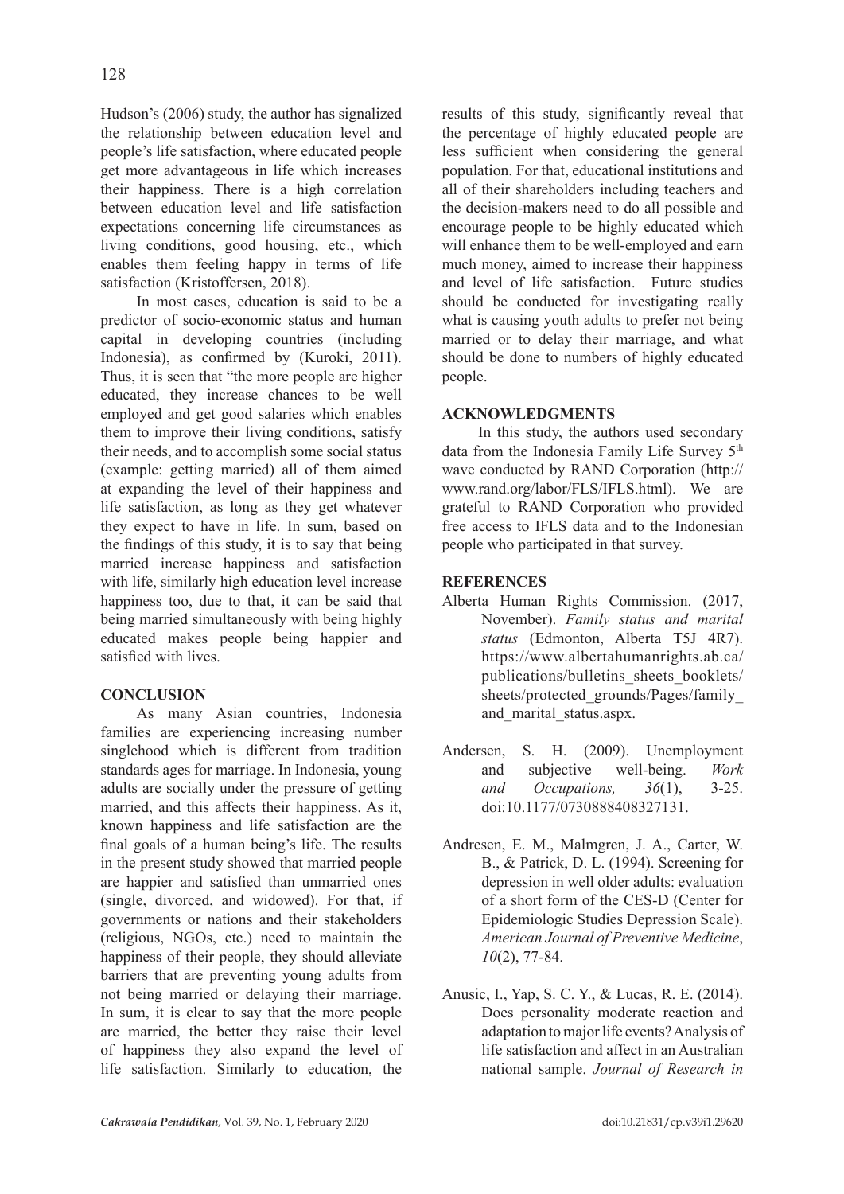Hudson's (2006) study, the author has signalized the relationship between education level and people's life satisfaction, where educated people get more advantageous in life which increases their happiness. There is a high correlation between education level and life satisfaction expectations concerning life circumstances as living conditions, good housing, etc., which enables them feeling happy in terms of life satisfaction (Kristoffersen, 2018).

In most cases, education is said to be a predictor of socio-economic status and human capital in developing countries (including Indonesia), as confirmed by (Kuroki, 2011). Thus, it is seen that "the more people are higher educated, they increase chances to be well employed and get good salaries which enables them to improve their living conditions, satisfy their needs, and to accomplish some social status (example: getting married) all of them aimed at expanding the level of their happiness and life satisfaction, as long as they get whatever they expect to have in life. In sum, based on the findings of this study, it is to say that being married increase happiness and satisfaction with life, similarly high education level increase happiness too, due to that, it can be said that being married simultaneously with being highly educated makes people being happier and satisfied with lives.

## CONCLUSION

As many Asian countries, Indonesia families are experiencing increasing number singlehood which is different from tradition standards ages for marriage. In Indonesia, young adults are socially under the pressure of getting married, and this affects their happiness. As it, known happiness and life satisfaction are the final goals of a human being's life. The results in the present study showed that married people are happier and satisfied than unmarried ones (single, divorced, and widowed). For that, if governments or nations and their stakeholders (religious, NGOs, etc.) need to maintain the happiness of their people, they should alleviate barriers that are preventing young adults from not being married or delaying their marriage. In sum, it is clear to say that the more people are married, the better they raise their level of happiness they also expand the level of life satisfaction. Similarly to education, the results of this study, significantly reveal that the percentage of highly educated people are less sufficient when considering the general population. For that, educational institutions and all of their shareholders including teachers and the decision-makers need to do all possible and encourage people to be highly educated which will enhance them to be well-employed and earn much money, aimed to increase their happiness and level of life satisfaction. Future studies should be conducted for investigating really what is causing youth adults to prefer not being married or to delay their marriage, and what should be done to numbers of highly educated people.

## ACKNOWLEDGMENTS

In this study, the authors used secondary data from the Indonesia Family Life Survey 5[th] wave conducted by RAND Corporation (http://www.rand.org/labor/FLS/IFLS.html). We are grateful to RAND Corporation who provided free access to IFLS data and to the Indonesian people who participated in that survey.

## REFERENCES

Alberta Human Rights Commission. (2017, November). *Family status and marital status* (Edmonton, Alberta T5J 4R7). https://www.albertahumanrights.ab.ca/publications/bulletins_sheets_booklets/sheets/protected_grounds/Pages/family_and_marital_status.aspx.

Andersen, S. H. (2009). Unemployment and subjective well-being. *Work and Occupations, 36*(1), 3-25. doi:10.1177/0730888408327131.

Andresen, E. M., Malmgren, J. A., Carter, W. B., & Patrick, D. L. (1994). Screening for depression in well older adults: evaluation of a short form of the CES-D (Center for Epidemiologic Studies Depression Scale). *American Journal of Preventive Medicine*, *10*(2), 77-84.

Anusic, I., Yap, S. C. Y., & Lucas, R. E. (2014). Does personality moderate reaction and adaptation to major life events? Analysis of life satisfaction and affect in an Australian national sample. *Journal of Research in*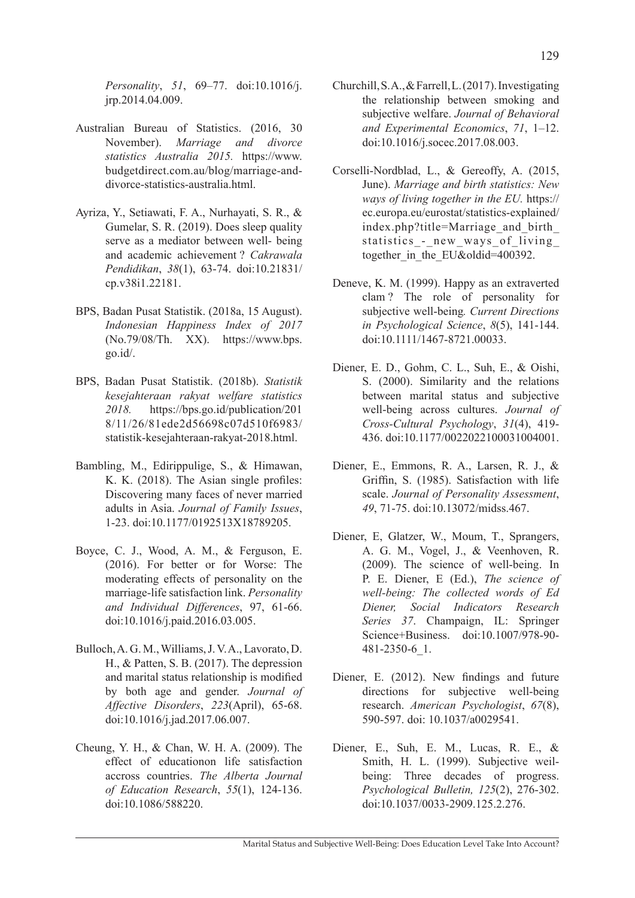*Personality*, *51*, 69–77. doi:10.1016/j.jrp.2014.04.009.

Australian Bureau of Statistics. (2016, 30 November). *Marriage and divorce statistics Australia 2015.* https://www.budgetdirect.com.au/blog/marriage-and-divorce-statistics-australia.html.

Ayriza, Y., Setiawati, F. A., Nurhayati, S. R., & Gumelar, S. R. (2019). Does sleep quality serve as a mediator between well- being and academic achievement ? *Cakrawala Pendidikan*, *38*(1), 63-74. doi:10.21831/cp.v38i1.22181.

BPS, Badan Pusat Statistik. (2018a, 15 August). *Indonesian Happiness Index of 2017* (No.79/08/Th. XX). https://www.bps.go.id/.

BPS, Badan Pusat Statistik. (2018b). *Statistik kesejahteraan rakyat welfare statistics 2018.* https://bps.go.id/publication/2018/11/26/81ede2d56698c07d510f6983/statistik-kesejahteraan-rakyat-2018.html.

Bambling, M., Edirippulige, S., & Himawan, K. K. (2018). The Asian single profiles: Discovering many faces of never married adults in Asia. *Journal of Family Issues*, 1-23. doi:10.1177/0192513X18789205.

Boyce, C. J., Wood, A. M., & Ferguson, E. (2016). For better or for Worse: The moderating effects of personality on the marriage-life satisfaction link. *Personality and Individual Differences*, 97, 61-66. doi:10.1016/j.paid.2016.03.005.

Bulloch, A. G. M., Williams, J. V. A., Lavorato, D. H., & Patten, S. B. (2017). The depression and marital status relationship is modified by both age and gender. *Journal of Affective Disorders*, *223*(April), 65-68. doi:10.1016/j.jad.2017.06.007.

Cheung, Y. H., & Chan, W. H. A. (2009). The effect of educationon life satisfaction accross countries. *The Alberta Journal of Education Research*, *55*(1), 124-136. doi:10.1086/588220.

Churchill, S. A., & Farrell, L. (2017). Investigating the relationship between smoking and subjective welfare. *Journal of Behavioral and Experimental Economics*, *71*, 1–12. doi:10.1016/j.socec.2017.08.003.

Corselli-Nordblad, L., & Gereoffy, A. (2015, June). *Marriage and birth statistics: New ways of living together in the EU.* https://ec.europa.eu/eurostat/statistics-explained/index.php?title=Marriage_and_birth_statistics_-_new_ways_of_living_together_in_the_EU&oldid=400392.

Deneve, K. M. (1999). Happy as an extraverted clam ? The role of personality for subjective well-being*. Current Directions in Psychological Science*, *8*(5), 141-144. doi:10.1111/1467-8721.00033.

Diener, E. D., Gohm, C. L., Suh, E., & Oishi, S. (2000). Similarity and the relations between marital status and subjective well-being across cultures. *Journal of Cross-Cultural Psychology*, *31*(4), 419-436. doi:10.1177/0022022100031004001.

Diener, E., Emmons, R. A., Larsen, R. J., & Griffin, S. (1985). Satisfaction with life scale. *Journal of Personality Assessment*, *49*, 71-75. doi:10.13072/midss.467.

Diener, E, Glatzer, W., Moum, T., Sprangers, A. G. M., Vogel, J., & Veenhoven, R. (2009). The science of well-being. In P. E. Diener, E (Ed.), *The science of well-being: The collected words of Ed Diener, Social Indicators Research Series 37*. Champaign, IL: Springer Science+Business. doi:10.1007/978-90-481-2350-6_1.

Diener, E. (2012). New findings and future directions for subjective well-being research. *American Psychologist*, *67*(8), 590-597. doi: 10.1037/a0029541.

Diener, E., Suh, E. M., Lucas, R. E., & Smith, H. L. (1999). Subjective weil-being: Three decades of progress. *Psychological Bulletin, 125*(2), 276-302. doi:10.1037/0033-2909.125.2.276.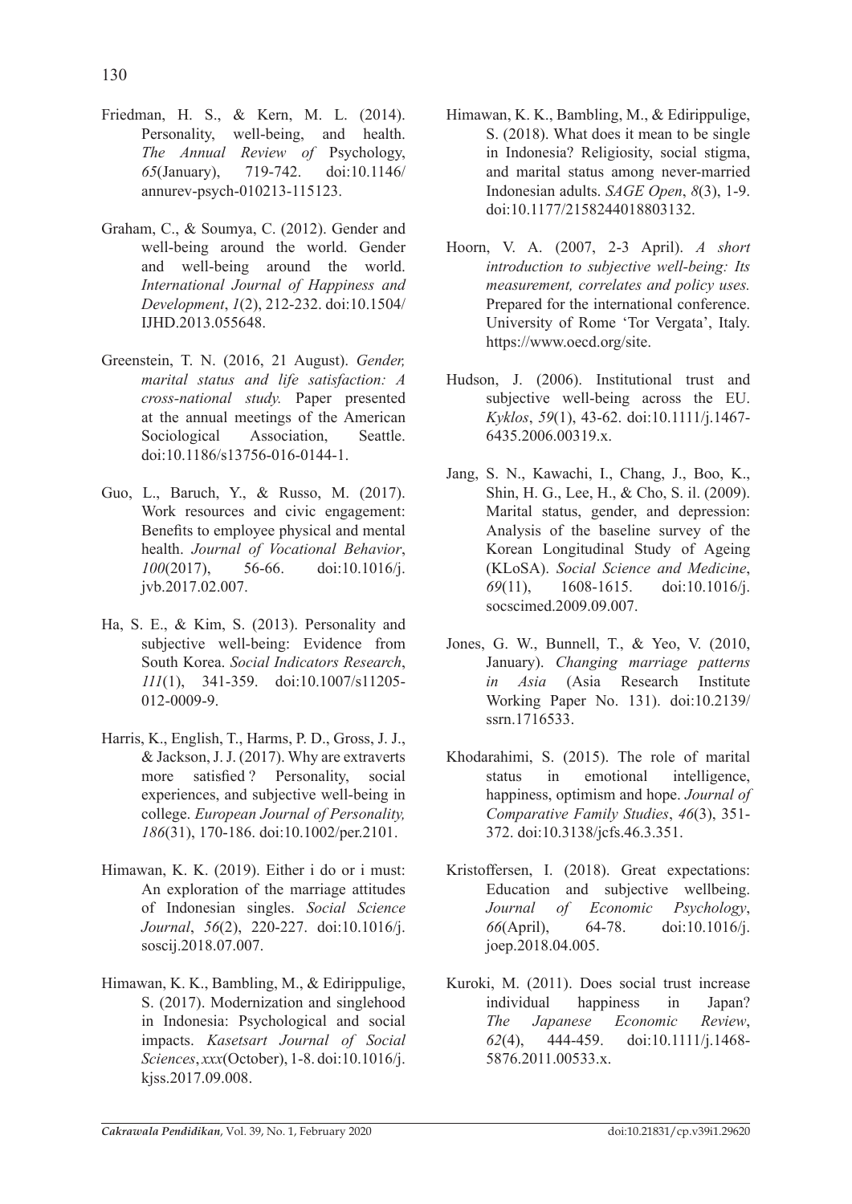Friedman, H. S., & Kern, M. L. (2014). Personality, well-being, and health. *The Annual Review of* Psychology, *65*(January), 719-742. doi:10.1146/annurev-psych-010213-115123.

Graham, C., & Soumya, C. (2012). Gender and well-being around the world. Gender and well-being around the world. *International Journal of Happiness and Development*, *1*(2), 212-232. doi:10.1504/IJHD.2013.055648.

Greenstein, T. N. (2016, 21 August). *Gender, marital status and life satisfaction: A cross-national study.* Paper presented at the annual meetings of the American Sociological Association, Seattle. doi:10.1186/s13756-016-0144-1.

Guo, L., Baruch, Y., & Russo, M. (2017). Work resources and civic engagement: Benefits to employee physical and mental health. *Journal of Vocational Behavior*, *100*(2017), 56-66. doi:10.1016/j.jvb.2017.02.007.

Ha, S. E., & Kim, S. (2013). Personality and subjective well-being: Evidence from South Korea. *Social Indicators Research*, *111*(1), 341-359. doi:10.1007/s11205-012-0009-9.

Harris, K., English, T., Harms, P. D., Gross, J. J., & Jackson, J. J. (2017). Why are extraverts more satisfied ? Personality, social experiences, and subjective well-being in college. *European Journal of Personality, 186*(31), 170-186. doi:10.1002/per.2101.

Himawan, K. K. (2019). Either i do or i must: An exploration of the marriage attitudes of Indonesian singles. *Social Science Journal*, *56*(2), 220-227. doi:10.1016/j.soscij.2018.07.007.

Himawan, K. K., Bambling, M., & Edirippulige, S. (2017). Modernization and singlehood in Indonesia: Psychological and social impacts. *Kasetsart Journal of Social Sciences*, *xxx*(October), 1-8. doi:10.1016/j.kjss.2017.09.008.

Himawan, K. K., Bambling, M., & Edirippulige, S. (2018). What does it mean to be single in Indonesia? Religiosity, social stigma, and marital status among never-married Indonesian adults. *SAGE Open*, *8*(3), 1-9. doi:10.1177/2158244018803132.

Hoorn, V. A. (2007, 2-3 April). *A short introduction to subjective well-being: Its measurement, correlates and policy uses.* Prepared for the international conference. University of Rome 'Tor Vergata', Italy. https://www.oecd.org/site.

Hudson, J. (2006). Institutional trust and subjective well-being across the EU. *Kyklos*, *59*(1), 43-62. doi:10.1111/j.1467-6435.2006.00319.x.

Jang, S. N., Kawachi, I., Chang, J., Boo, K., Shin, H. G., Lee, H., & Cho, S. il. (2009). Marital status, gender, and depression: Analysis of the baseline survey of the Korean Longitudinal Study of Ageing (KLoSA). *Social Science and Medicine*, *69*(11), 1608-1615. doi:10.1016/j.socscimed.2009.09.007.

Jones, G. W., Bunnell, T., & Yeo, V. (2010, January). *Changing marriage patterns in Asia* (Asia Research Institute Working Paper No. 131). doi:10.2139/ssrn.1716533.

Khodarahimi, S. (2015). The role of marital status in emotional intelligence, happiness, optimism and hope. *Journal of Comparative Family Studies*, *46*(3), 351-372. doi:10.3138/jcfs.46.3.351.

Kristoffersen, I. (2018). Great expectations: Education and subjective wellbeing. *Journal of Economic Psychology*, *66*(April), 64-78. doi:10.1016/j.joep.2018.04.005.

Kuroki, M. (2011). Does social trust increase individual happiness in Japan? *The Japanese Economic Review*, *62*(4), 444-459. doi:10.1111/j.1468-5876.2011.00533.x.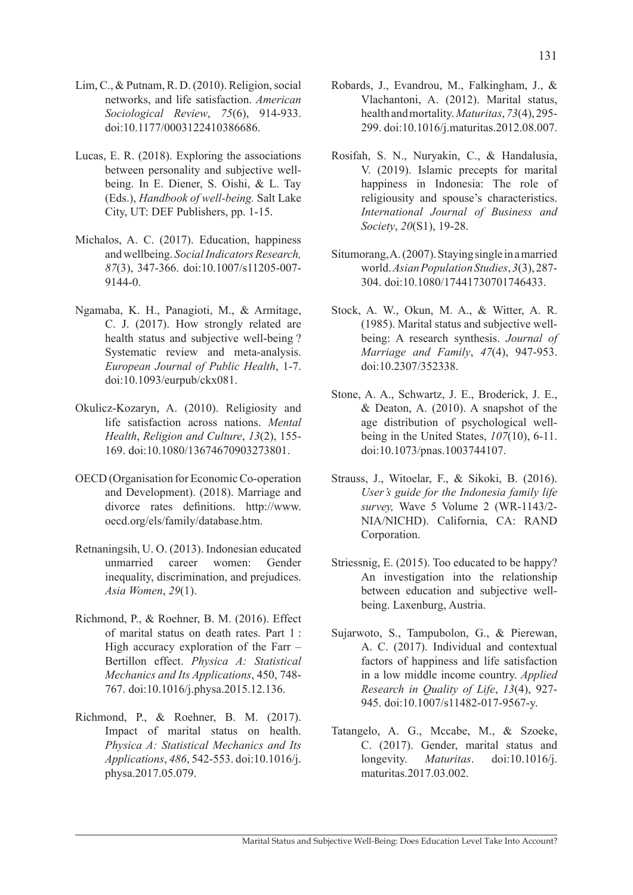Lim, C., & Putnam, R. D. (2010). Religion, social networks, and life satisfaction. *American Sociological Review*, *75*(6), 914-933. doi:10.1177/0003122410386686.

Lucas, E. R. (2018). Exploring the associations between personality and subjective well-being. In E. Diener, S. Oishi, & L. Tay (Eds.), *Handbook of well-being.* Salt Lake City, UT: DEF Publishers, pp. 1-15.

Michalos, A. C. (2017). Education, happiness and wellbeing. *Social Indicators Research, 87*(3), 347-366. doi:10.1007/s11205-007-9144-0.

Ngamaba, K. H., Panagioti, M., & Armitage, C. J. (2017). How strongly related are health status and subjective well-being ? Systematic review and meta-analysis. *European Journal of Public Health*, 1-7. doi:10.1093/eurpub/ckx081.

Okulicz-Kozaryn, A. (2010). Religiosity and life satisfaction across nations. *Mental Health*, *Religion and Culture*, *13*(2), 155-169. doi:10.1080/13674670903273801.

OECD (Organisation for Economic Co-operation and Development). (2018). Marriage and divorce rates definitions. http://www.oecd.org/els/family/database.htm.

Retnaningsih, U. O. (2013). Indonesian educated unmarried career women: Gender inequality, discrimination, and prejudices. *Asia Women*, *29*(1).

Richmond, P., & Roehner, B. M. (2016). Effect of marital status on death rates. Part 1 : High accuracy exploration of the Farr – Bertillon effect. *Physica A: Statistical Mechanics and Its Applications*, 450, 748-767. doi:10.1016/j.physa.2015.12.136.

Richmond, P., & Roehner, B. M. (2017). Impact of marital status on health. *Physica A: Statistical Mechanics and Its Applications*, *486*, 542-553. doi:10.1016/j.physa.2017.05.079.

Robards, J., Evandrou, M., Falkingham, J., & Vlachantoni, A. (2012). Marital status, health and mortality. *Maturitas*, *73*(4), 295-299. doi:10.1016/j.maturitas.2012.08.007.

Rosifah, S. N., Nuryakin, C., & Handalusia, V. (2019). Islamic precepts for marital happiness in Indonesia: The role of religiousity and spouse's characteristics. *International Journal of Business and Society*, *20*(S1), 19-28.

Situmorang, A. (2007). Staying single in a married world. *Asian Population Studies*, *3*(3), 287-304. doi:10.1080/17441730701746433.

Stock, A. W., Okun, M. A., & Witter, A. R. (1985). Marital status and subjective well-being: A research synthesis. *Journal of Marriage and Family*, *47*(4), 947-953. doi:10.2307/352338.

Stone, A. A., Schwartz, J. E., Broderick, J. E., & Deaton, A. (2010). A snapshot of the age distribution of psychological well-being in the United States, *107*(10), 6-11. doi:10.1073/pnas.1003744107.

Strauss, J., Witoelar, F., & Sikoki, B. (2016). *User's guide for the Indonesia family life survey,* Wave 5 Volume 2 (WR-1143/2-NIA/NICHD). California, CA: RAND Corporation.

Striessnig, E. (2015). Too educated to be happy? An investigation into the relationship between education and subjective well-being. Laxenburg, Austria.

Sujarwoto, S., Tampubolon, G., & Pierewan, A. C. (2017). Individual and contextual factors of happiness and life satisfaction in a low middle income country. *Applied Research in Quality of Life*, *13*(4), 927-945. doi:10.1007/s11482-017-9567-y.

Tatangelo, A. G., Mccabe, M., & Szoeke, C. (2017). Gender, marital status and longevity. *Maturitas*. doi:10.1016/j.maturitas.2017.03.002.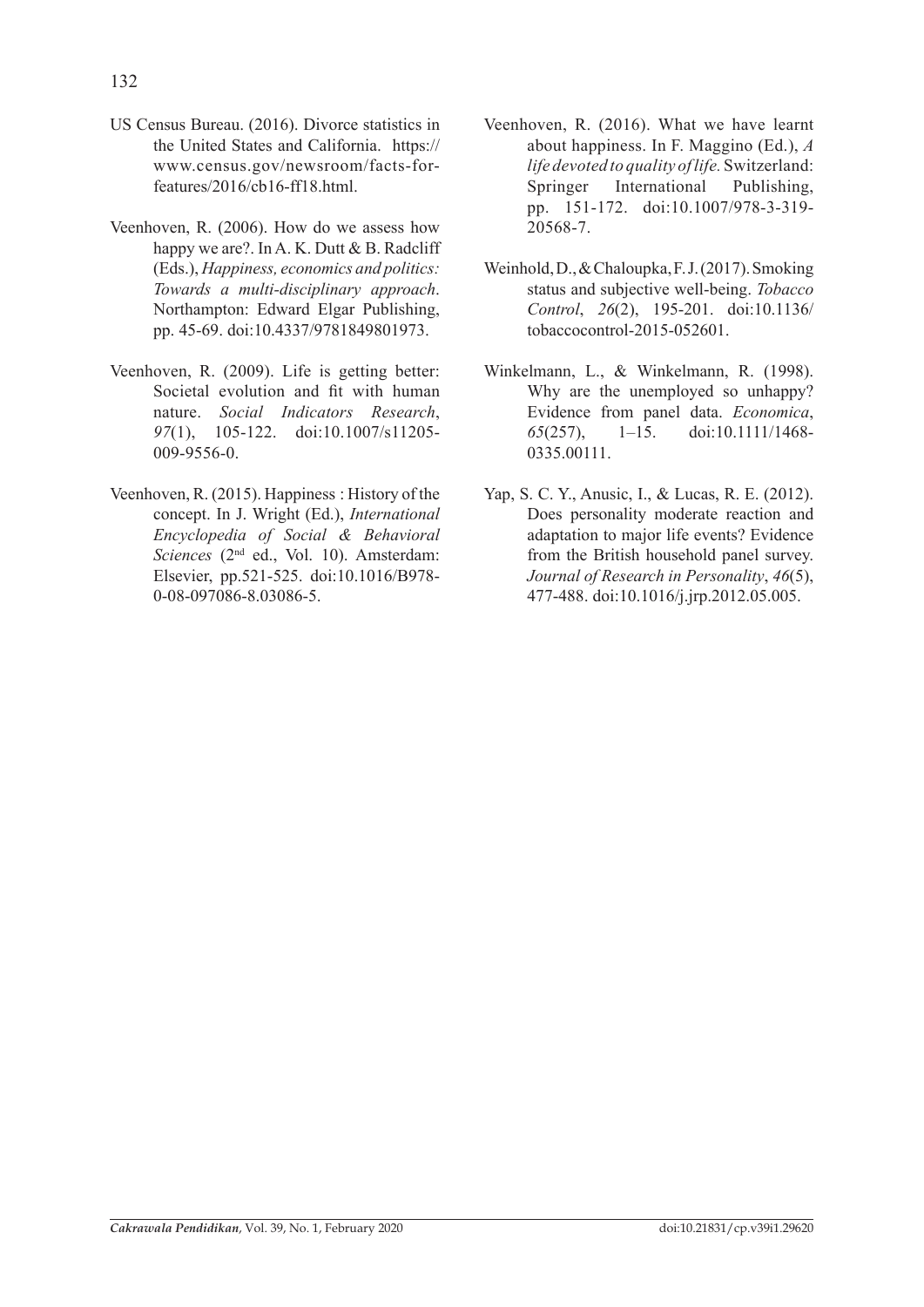US Census Bureau. (2016). Divorce statistics in the United States and California. https://www.census.gov/newsroom/facts-for-features/2016/cb16-ff18.html.

Veenhoven, R. (2006). How do we assess how happy we are?. In A. K. Dutt & B. Radcliff (Eds.), *Happiness, economics and politics: Towards a multi-disciplinary approach*. Northampton: Edward Elgar Publishing, pp. 45-69. doi:10.4337/9781849801973.

Veenhoven, R. (2009). Life is getting better: Societal evolution and fit with human nature. *Social Indicators Research*, *97*(1), 105-122. doi:10.1007/s11205-009-9556-0.

Veenhoven, R. (2015). Happiness : History of the concept. In J. Wright (Ed.), *International Encyclopedia of Social & Behavioral Sciences* (2nd ed., Vol. 10). Amsterdam: Elsevier, pp.521-525. doi:10.1016/B978-0-08-097086-8.03086-5.

Veenhoven, R. (2016). What we have learnt about happiness. In F. Maggino (Ed.), *A life devoted to quality of life.* Switzerland: Springer International Publishing, pp. 151-172. doi:10.1007/978-3-319-20568-7.

Weinhold, D., & Chaloupka, F. J. (2017). Smoking status and subjective well-being. *Tobacco Control*, *26*(2), 195-201. doi:10.1136/tobaccocontrol-2015-052601.

Winkelmann, L., & Winkelmann, R. (1998). Why are the unemployed so unhappy? Evidence from panel data. *Economica*, *65*(257), 1–15. doi:10.1111/1468-0335.00111.

Yap, S. C. Y., Anusic, I., & Lucas, R. E. (2012). Does personality moderate reaction and adaptation to major life events? Evidence from the British household panel survey. *Journal of Research in Personality*, *46*(5), 477-488. doi:10.1016/j.jrp.2012.05.005.